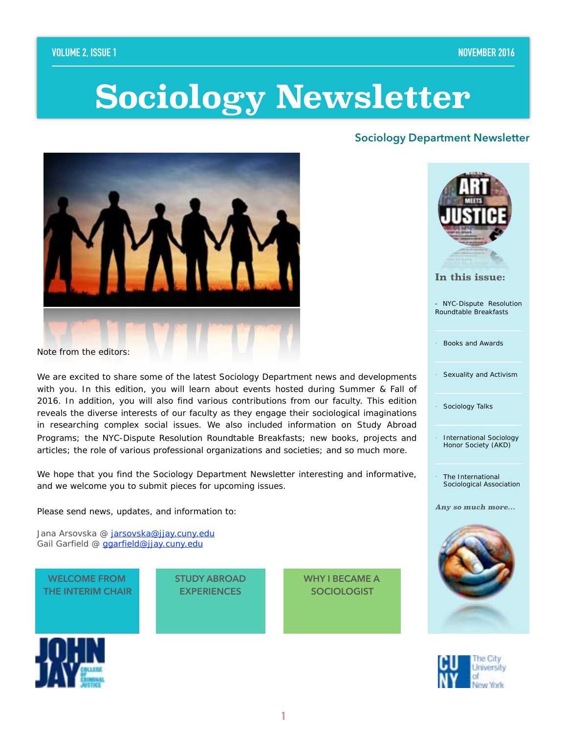# Sociology Newsletter

## Sociology Department Newsletter

Note from the editors:

We are excited to share some of the latest Sociology Department news and developments with you. In this edition, you will learn about events hosted during Summer & Fall of 2016. In addition, you will also find various contributions from our faculty. This edition reveals the diverse interests of our faculty as they engage their sociological imaginations in researching complex social issues. We also included information on Study Abroad Programs; the NYC-Dispute Resolution Roundtable Breakfasts; new books, projects and articles; the role of various professional organizations and societies; and so much more.

We hope that you find the Sociology Department Newsletter interesting and informative, and we welcome you to submit pieces for upcoming issues.

Please send news, updates, and information to:

Jana Arsovska @ jarsovska@jjay.cuny.edu
Gail Garfield @ ggarfield@jjay.cuny.edu

**WELCOME FROM THE INTERIM CHAIR**

**STUDY ABROAD EXPERIENCES**

**WHY I BECAME A SOCIOLOGIST**

### In this issue:

- NYC-Dispute Resolution Roundtable Breakfasts
- Books and Awards
- Sexuality and Activism
- Sociology Talks
- International Sociology Honor Society (AKD)
- The International Sociological Association

*Any so much more…*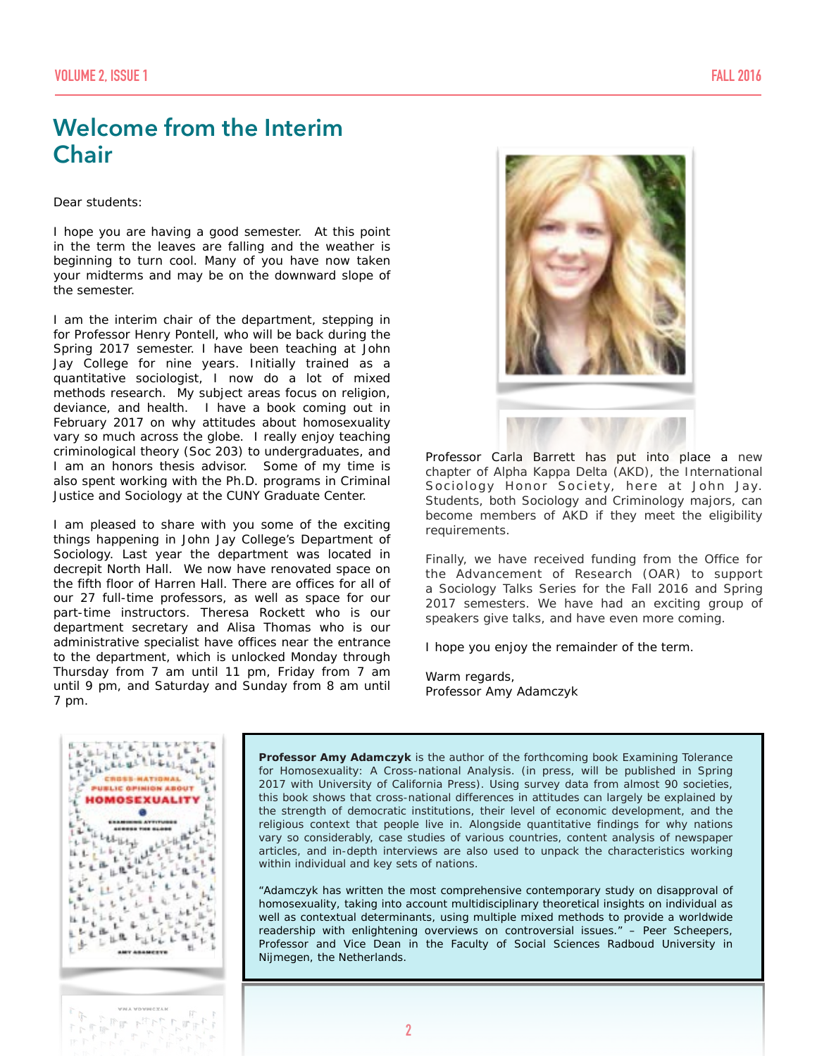# Welcome from the Interim Chair

Dear students:

I hope you are having a good semester. At this point in the term the leaves are falling and the weather is beginning to turn cool. Many of you have now taken your midterms and may be on the downward slope of the semester.

I am the interim chair of the department, stepping in for Professor Henry Pontell, who will be back during the Spring 2017 semester. I have been teaching at John Jay College for nine years. Initially trained as a quantitative sociologist, I now do a lot of mixed methods research. My subject areas focus on religion, deviance, and health. I have a book coming out in February 2017 on why attitudes about homosexuality vary so much across the globe. I really enjoy teaching criminological theory (Soc 203) to undergraduates, and I am an honors thesis advisor. Some of my time is also spent working with the Ph.D. programs in Criminal Justice and Sociology at the CUNY Graduate Center.

I am pleased to share with you some of the exciting things happening in John Jay College's Department of Sociology. Last year the department was located in decrepit North Hall. We now have renovated space on the fifth floor of Harren Hall. There are offices for all of our 27 full-time professors, as well as space for our part-time instructors. Theresa Rockett who is our department secretary and Alisa Thomas who is our administrative specialist have offices near the entrance to the department, which is unlocked Monday through Thursday from 7 am until 11 pm, Friday from 7 am until 9 pm, and Saturday and Sunday from 8 am until 7 pm.

Professor Carla Barrett has put into place a new chapter of Alpha Kappa Delta (AKD), the International Sociology Honor Society, here at John Jay. Students, both Sociology and Criminology majors, can become members of AKD if they meet the eligibility requirements.

Finally, we have received funding from the Office for the Advancement of Research (OAR) to support a Sociology Talks Series for the Fall 2016 and Spring 2017 semesters. We have had an exciting group of speakers give talks, and have even more coming.

I hope you enjoy the remainder of the term.

Warm regards,
Professor Amy Adamczyk

**Professor Amy Adamczyk** is the author of the forthcoming book Examining Tolerance for Homosexuality: A Cross-national Analysis. (in press, will be published in Spring 2017 with University of California Press). Using survey data from almost 90 societies, this book shows that cross-national differences in attitudes can largely be explained by the strength of democratic institutions, their level of economic development, and the religious context that people live in. Alongside quantitative findings for why nations vary so considerably, case studies of various countries, content analysis of newspaper articles, and in-depth interviews are also used to unpack the characteristics working within individual and key sets of nations.

"Adamczyk has written the most comprehensive contemporary study on disapproval of homosexuality, taking into account multidisciplinary theoretical insights on individual as well as contextual determinants, using multiple mixed methods to provide a worldwide readership with enlightening overviews on controversial issues." – Peer Scheepers, Professor and Vice Dean in the Faculty of Social Sciences Radboud University in Nijmegen, the Netherlands.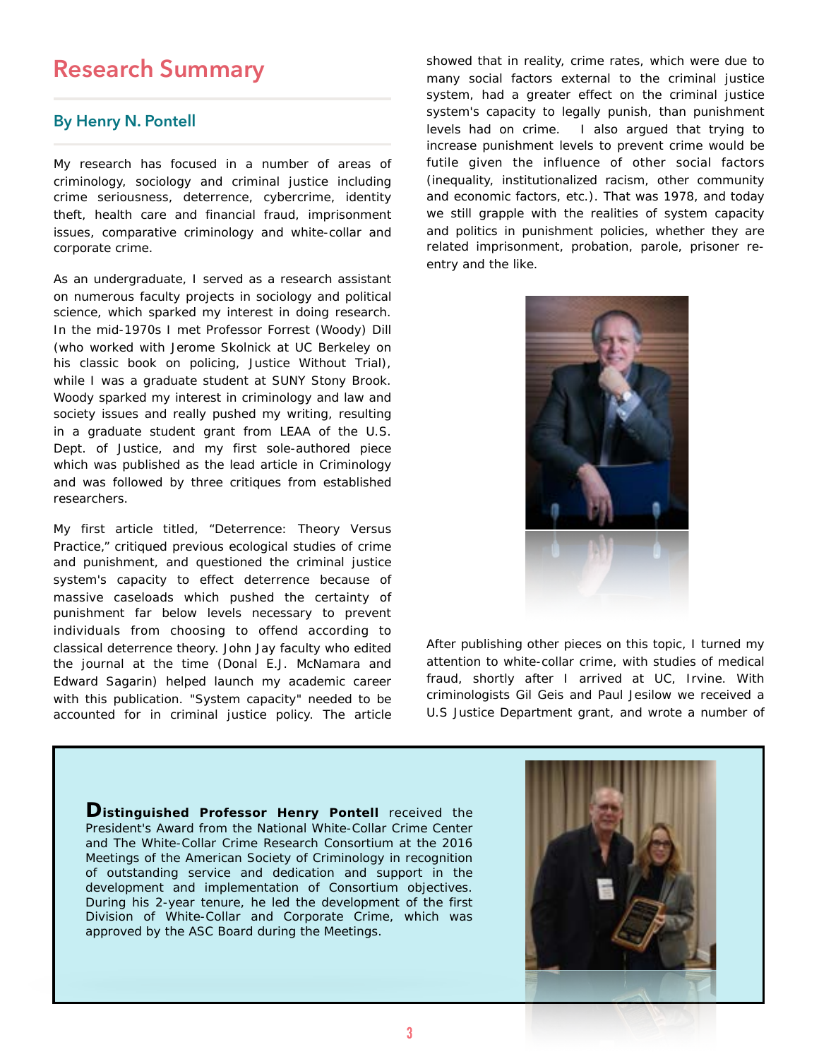## Research Summary

### By Henry N. Pontell

My research has focused in a number of areas of criminology, sociology and criminal justice including crime seriousness, deterrence, cybercrime, identity theft, health care and financial fraud, imprisonment issues, comparative criminology and white-collar and corporate crime.

As an undergraduate, I served as a research assistant on numerous faculty projects in sociology and political science, which sparked my interest in doing research. In the mid-1970s I met Professor Forrest (Woody) Dill (who worked with Jerome Skolnick at UC Berkeley on his classic book on policing, Justice Without Trial), while I was a graduate student at SUNY Stony Brook. Woody sparked my interest in criminology and law and society issues and really pushed my writing, resulting in a graduate student grant from LEAA of the U.S. Dept. of Justice, and my first sole-authored piece which was published as the lead article in Criminology and was followed by three critiques from established researchers.

My first article titled, "Deterrence: Theory Versus Practice," critiqued previous ecological studies of crime and punishment, and questioned the criminal justice system's capacity to effect deterrence because of massive caseloads which pushed the certainty of punishment far below levels necessary to prevent individuals from choosing to offend according to classical deterrence theory. John Jay faculty who edited the journal at the time (Donal E.J. McNamara and Edward Sagarin) helped launch my academic career with this publication. "System capacity" needed to be accounted for in criminal justice policy. The article showed that in reality, crime rates, which were due to many social factors external to the criminal justice system, had a greater effect on the criminal justice system's capacity to legally punish, than punishment levels had on crime. I also argued that trying to increase punishment levels to prevent crime would be futile given the influence of other social factors (inequality, institutionalized racism, other community and economic factors, etc.). That was 1978, and today we still grapple with the realities of system capacity and politics in punishment policies, whether they are related imprisonment, probation, parole, prisoner re-entry and the like.

After publishing other pieces on this topic, I turned my attention to white-collar crime, with studies of medical fraud, shortly after I arrived at UC, Irvine. With criminologists Gil Geis and Paul Jesilow we received a U.S Justice Department grant, and wrote a number of

**Distinguished Professor Henry Pontell** received the President's Award from the National White-Collar Crime Center and The White-Collar Crime Research Consortium at the 2016 Meetings of the American Society of Criminology in recognition of outstanding service and dedication and support in the development and implementation of Consortium objectives. During his 2-year tenure, he led the development of the first Division of White-Collar and Corporate Crime, which was approved by the ASC Board during the Meetings.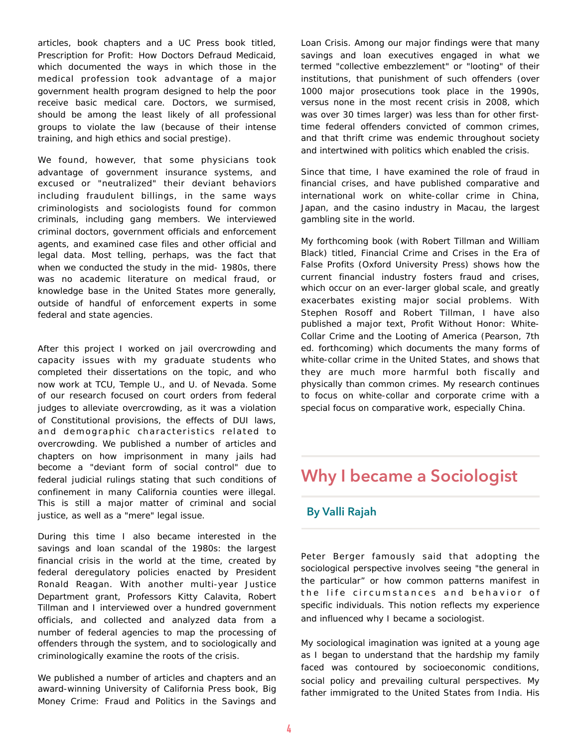articles, book chapters and a UC Press book titled, Prescription for Profit: How Doctors Defraud Medicaid, which documented the ways in which those in the medical profession took advantage of a major government health program designed to help the poor receive basic medical care. Doctors, we surmised, should be among the least likely of all professional groups to violate the law (because of their intense training, and high ethics and social prestige).

We found, however, that some physicians took advantage of government insurance systems, and excused or "neutralized" their deviant behaviors including fraudulent billings, in the same ways criminologists and sociologists found for common criminals, including gang members. We interviewed criminal doctors, government officials and enforcement agents, and examined case files and other official and legal data. Most telling, perhaps, was the fact that when we conducted the study in the mid- 1980s, there was no academic literature on medical fraud, or knowledge base in the United States more generally, outside of handful of enforcement experts in some federal and state agencies.

After this project I worked on jail overcrowding and capacity issues with my graduate students who completed their dissertations on the topic, and who now work at TCU, Temple U., and U. of Nevada. Some of our research focused on court orders from federal judges to alleviate overcrowding, as it was a violation of Constitutional provisions, the effects of DUI laws, and demographic characteristics related to overcrowding. We published a number of articles and chapters on how imprisonment in many jails had become a "deviant form of social control" due to federal judicial rulings stating that such conditions of confinement in many California counties were illegal. This is still a major matter of criminal and social justice, as well as a "mere" legal issue.

During this time I also became interested in the savings and loan scandal of the 1980s: the largest financial crisis in the world at the time, created by federal deregulatory policies enacted by President Ronald Reagan. With another multi-year Justice Department grant, Professors Kitty Calavita, Robert Tillman and I interviewed over a hundred government officials, and collected and analyzed data from a number of federal agencies to map the processing of offenders through the system, and to sociologically and criminologically examine the roots of the crisis.

We published a number of articles and chapters and an award-winning University of California Press book, Big Money Crime: Fraud and Politics in the Savings and Loan Crisis. Among our major findings were that many savings and loan executives engaged in what we termed "collective embezzlement" or "looting" of their institutions, that punishment of such offenders (over 1000 major prosecutions took place in the 1990s, versus none in the most recent crisis in 2008, which was over 30 times larger) was less than for other first-time federal offenders convicted of common crimes, and that thrift crime was endemic throughout society and intertwined with politics which enabled the crisis.

Since that time, I have examined the role of fraud in financial crises, and have published comparative and international work on white-collar crime in China, Japan, and the casino industry in Macau, the largest gambling site in the world.

My forthcoming book (with Robert Tillman and William Black) titled, Financial Crime and Crises in the Era of False Profits (Oxford University Press) shows how the current financial industry fosters fraud and crises, which occur on an ever-larger global scale, and greatly exacerbates existing major social problems. With Stephen Rosoff and Robert Tillman, I have also published a major text, Profit Without Honor: White-Collar Crime and the Looting of America (Pearson, 7th ed. forthcoming) which documents the many forms of white-collar crime in the United States, and shows that they are much more harmful both fiscally and physically than common crimes. My research continues to focus on white-collar and corporate crime with a special focus on comparative work, especially China.

## Why I became a Sociologist

### By Valli Rajah

Peter Berger famously said that adopting the sociological perspective involves seeing "the general in the particular" or how common patterns manifest in the life circumstances and behavior of specific individuals. This notion reflects my experience and influenced why I became a sociologist.

My sociological imagination was ignited at a young age as I began to understand that the hardship my family faced was contoured by socioeconomic conditions, social policy and prevailing cultural perspectives. My father immigrated to the United States from India. His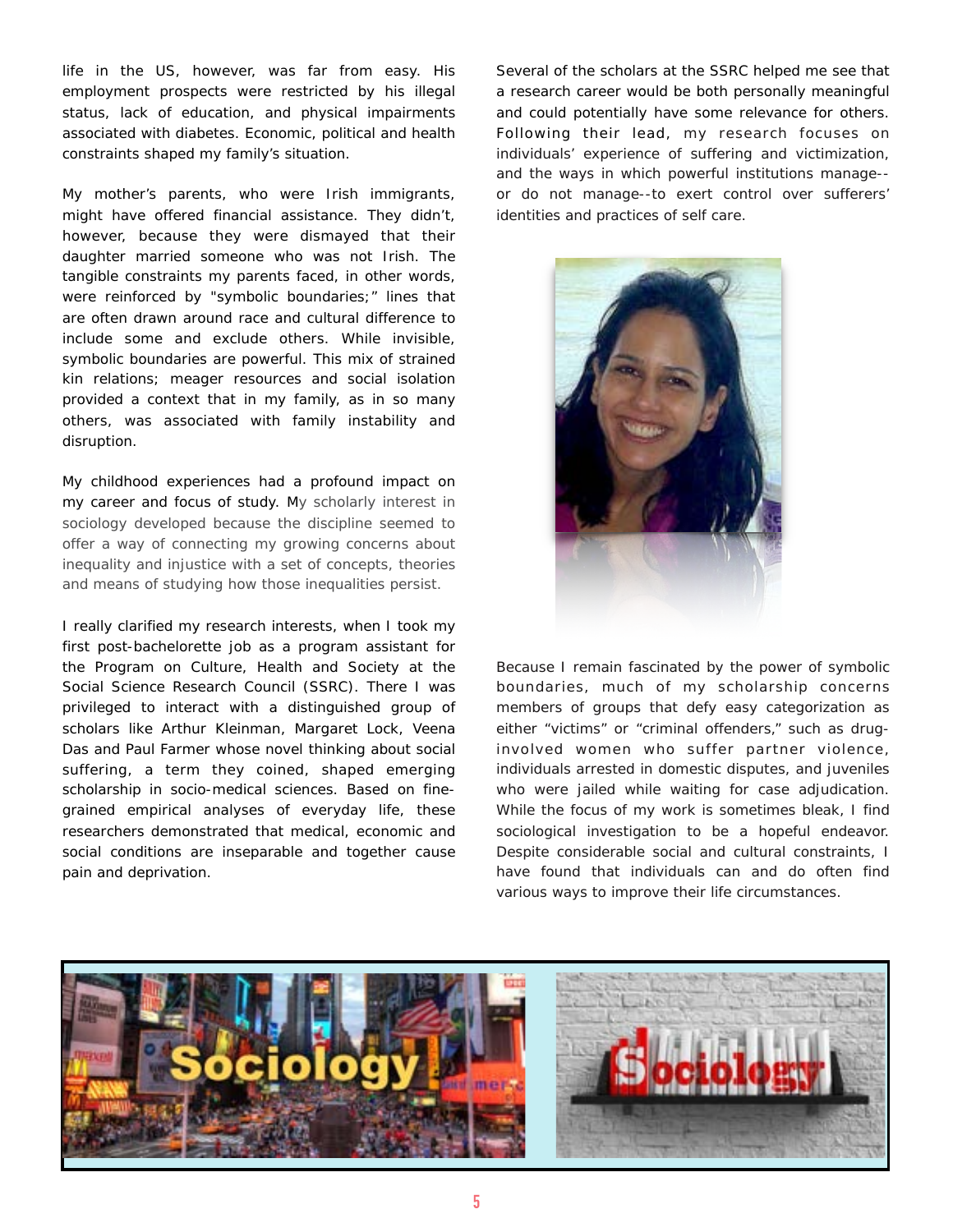life in the US, however, was far from easy. His employment prospects were restricted by his illegal status, lack of education, and physical impairments associated with diabetes. Economic, political and health constraints shaped my family's situation.

My mother's parents, who were Irish immigrants, might have offered financial assistance. They didn't, however, because they were dismayed that their daughter married someone who was not Irish. The tangible constraints my parents faced, in other words, were reinforced by "symbolic boundaries;" lines that are often drawn around race and cultural difference to include some and exclude others. While invisible, symbolic boundaries are powerful. This mix of strained kin relations; meager resources and social isolation provided a context that in my family, as in so many others, was associated with family instability and disruption.

My childhood experiences had a profound impact on my career and focus of study. My scholarly interest in sociology developed because the discipline seemed to offer a way of connecting my growing concerns about inequality and injustice with a set of concepts, theories and means of studying how those inequalities persist.

I really clarified my research interests, when I took my first post-bachelorette job as a program assistant for the Program on Culture, Health and Society at the Social Science Research Council (SSRC). There I was privileged to interact with a distinguished group of scholars like Arthur Kleinman, Margaret Lock, Veena Das and Paul Farmer whose novel thinking about social suffering, a term they coined, shaped emerging scholarship in socio-medical sciences. Based on fine-grained empirical analyses of everyday life, these researchers demonstrated that medical, economic and social conditions are inseparable and together cause pain and deprivation.

Several of the scholars at the SSRC helped me see that a research career would be both personally meaningful and could potentially have some relevance for others. Following their lead, my research focuses on individuals' experience of suffering and victimization, and the ways in which powerful institutions manage--or do not manage--to exert control over sufferers' identities and practices of self care.

Because I remain fascinated by the power of symbolic boundaries, much of my scholarship concerns members of groups that defy easy categorization as either "victims" or "criminal offenders," such as drug-involved women who suffer partner violence, individuals arrested in domestic disputes, and juveniles who were jailed while waiting for case adjudication. While the focus of my work is sometimes bleak, I find sociological investigation to be a hopeful endeavor. Despite considerable social and cultural constraints, I have found that individuals can and do often find various ways to improve their life circumstances.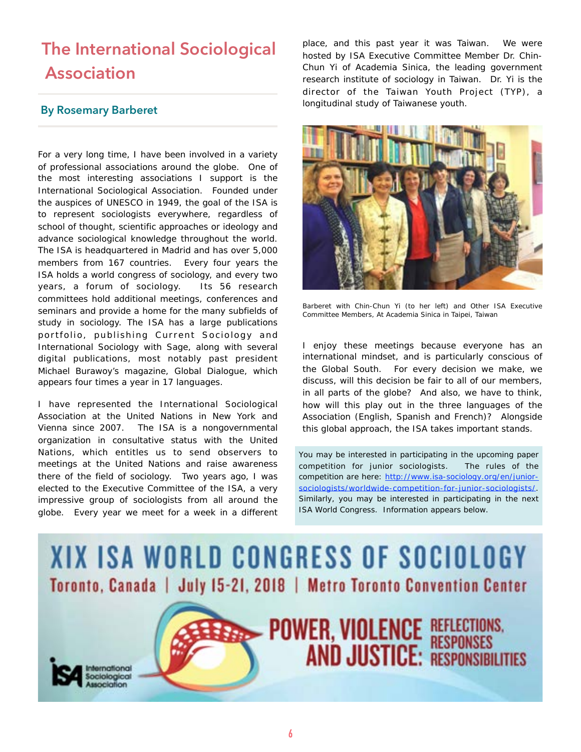# The International Sociological Association

## By Rosemary Barberet

For a very long time, I have been involved in a variety of professional associations around the globe. One of the most interesting associations I support is the International Sociological Association. Founded under the auspices of UNESCO in 1949, the goal of the ISA is to represent sociologists everywhere, regardless of school of thought, scientific approaches or ideology and advance sociological knowledge throughout the world. The ISA is headquartered in Madrid and has over 5,000 members from 167 countries. Every four years the ISA holds a world congress of sociology, and every two years, a forum of sociology. Its 56 research committees hold additional meetings, conferences and seminars and provide a home for the many subfields of study in sociology. The ISA has a large publications portfolio, publishing Current Sociology and International Sociology with Sage, along with several digital publications, most notably past president Michael Burawoy's magazine, Global Dialogue, which appears four times a year in 17 languages.

I have represented the International Sociological Association at the United Nations in New York and Vienna since 2007. The ISA is a nongovernmental organization in consultative status with the United Nations, which entitles us to send observers to meetings at the United Nations and raise awareness there of the field of sociology. Two years ago, I was elected to the Executive Committee of the ISA, a very impressive group of sociologists from all around the globe. Every year we meet for a week in a different place, and this past year it was Taiwan. We were hosted by ISA Executive Committee Member Dr. Chin-Chun Yi of Academia Sinica, the leading government research institute of sociology in Taiwan. Dr. Yi is the director of the Taiwan Youth Project (TYP), a longitudinal study of Taiwanese youth.

Barberet with Chin-Chun Yi (to her left) and Other ISA Executive Committee Members, At Academia Sinica in Taipei, Taiwan

I enjoy these meetings because everyone has an international mindset, and is particularly conscious of the Global South. For every decision we make, we discuss, will this decision be fair to all of our members, in all parts of the globe? And also, we have to think, how will this play out in the three languages of the Association (English, Spanish and French)? Alongside this global approach, the ISA takes important stands.

You may be interested in participating in the upcoming paper competition for junior sociologists. The rules of the competition are here: [http://www.isa-sociology.org/en/junior-sociologists/worldwide-competition-for-junior-sociologists/](http://www.isa-sociology.org/en/junior-sociologists/worldwide-competition-for-junior-sociologists/). Similarly, you may be interested in participating in the next ISA World Congress. Information appears below.

**XIX ISA WORLD CONGRESS OF SOCIOLOGY**

**Toronto, Canada | July 15-21, 2018 | Metro Toronto Convention Center**

**POWER, VIOLENCE AND JUSTICE: REFLECTIONS, RESPONSES, RESPONSIBILITIES**

International Sociological Association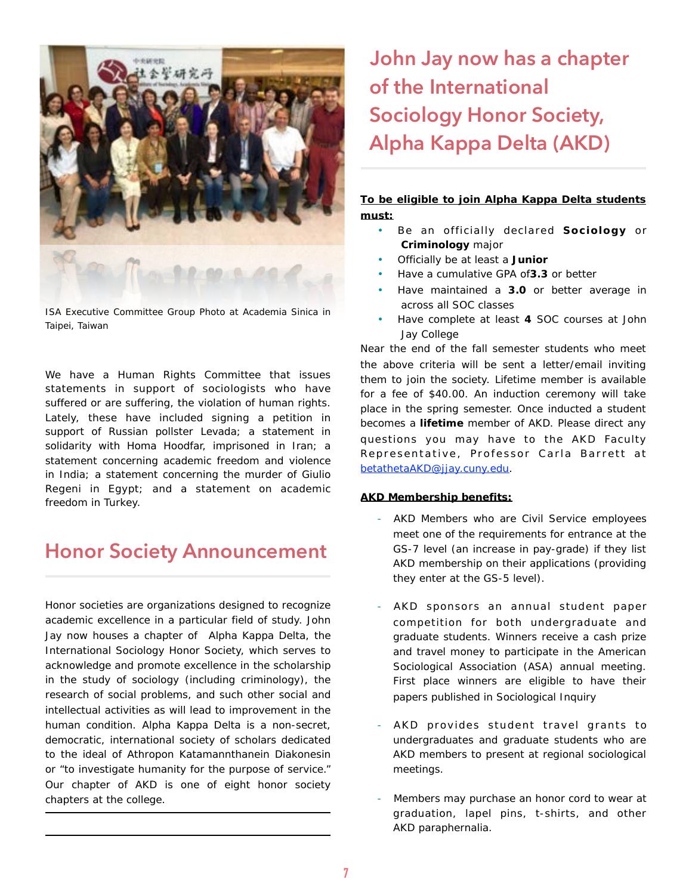ISA Executive Committee Group Photo at Academia Sinica in Taipei, Taiwan

We have a Human Rights Committee that issues statements in support of sociologists who have suffered or are suffering, the violation of human rights. Lately, these have included signing a petition in support of Russian pollster Levada; a statement in solidarity with Homa Hoodfar, imprisoned in Iran; a statement concerning academic freedom and violence in India; a statement concerning the murder of Giulio Regeni in Egypt; and a statement on academic freedom in Turkey.

## Honor Society Announcement

Honor societies are organizations designed to recognize academic excellence in a particular field of study. John Jay now houses a chapter of Alpha Kappa Delta, the International Sociology Honor Society, which serves to acknowledge and promote excellence in the scholarship in the study of sociology (including criminology), the research of social problems, and such other social and intellectual activities as will lead to improvement in the human condition. Alpha Kappa Delta is a non-secret, democratic, international society of scholars dedicated to the ideal of Athropon Katamannthanein Diakonesin or "to investigate humanity for the purpose of service." Our chapter of AKD is one of eight honor society chapters at the college.

## John Jay now has a chapter of the International Sociology Honor Society, Alpha Kappa Delta (AKD)

**To be eligible to join Alpha Kappa Delta students must:**

- Be an officially declared **Sociology** or **Criminology** major
- Officially be at least a **Junior**
- Have a cumulative GPA of**3.3** or better
- Have maintained a **3.0** or better average in across all SOC classes
- Have complete at least **4** SOC courses at John Jay College

Near the end of the fall semester students who meet the above criteria will be sent a letter/email inviting them to join the society. Lifetime member is available for a fee of $40.00. An induction ceremony will take place in the spring semester. Once inducted a student becomes a **lifetime** member of AKD. Please direct any questions you may have to the AKD Faculty Representative, Professor Carla Barrett at betathetaAKD@jjay.cuny.edu.

**AKD Membership benefits:**

- AKD Members who are Civil Service employees meet one of the requirements for entrance at the GS-7 level (an increase in pay-grade) if they list AKD membership on their applications (providing they enter at the GS-5 level).
- AKD sponsors an annual student paper competition for both undergraduate and graduate students. Winners receive a cash prize and travel money to participate in the American Sociological Association (ASA) annual meeting. First place winners are eligible to have their papers published in Sociological Inquiry
- AKD provides student travel grants to undergraduates and graduate students who are AKD members to present at regional sociological meetings.
- Members may purchase an honor cord to wear at graduation, lapel pins, t-shirts, and other AKD paraphernalia.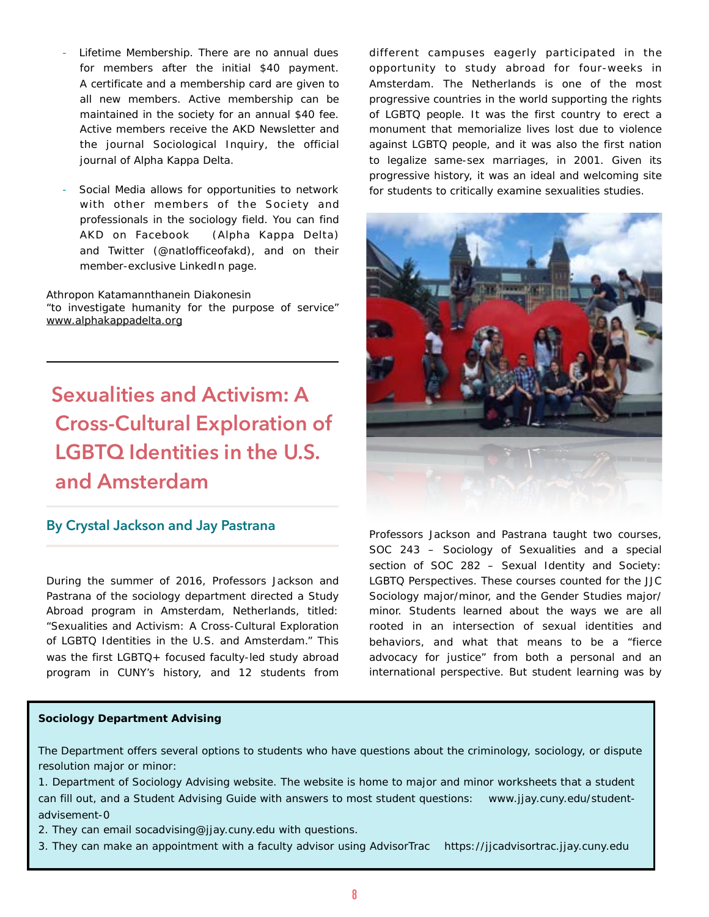- Lifetime Membership. There are no annual dues for members after the initial $40 payment. A certificate and a membership card are given to all new members. Active membership can be maintained in the society for an annual $40 fee. Active members receive the AKD Newsletter and the journal Sociological Inquiry, the official journal of Alpha Kappa Delta.

- Social Media allows for opportunities to network with other members of the Society and professionals in the sociology field. You can find AKD on Facebook (Alpha Kappa Delta) and Twitter (@natlofficeofakd), and on their member-exclusive LinkedIn page.

Athropon Katamannthanein Diakonesin
"to investigate humanity for the purpose of service"
www.alphakappadelta.org

## Sexualities and Activism: A Cross-Cultural Exploration of LGBTQ Identities in the U.S. and Amsterdam

### By Crystal Jackson and Jay Pastrana

During the summer of 2016, Professors Jackson and Pastrana of the sociology department directed a Study Abroad program in Amsterdam, Netherlands, titled: "Sexualities and Activism: A Cross-Cultural Exploration of LGBTQ Identities in the U.S. and Amsterdam." This was the first LGBTQ+ focused faculty-led study abroad program in CUNY's history, and 12 students from different campuses eagerly participated in the opportunity to study abroad for four-weeks in Amsterdam. The Netherlands is one of the most progressive countries in the world supporting the rights of LGBTQ people. It was the first country to erect a monument that memorialize lives lost due to violence against LGBTQ people, and it was also the first nation to legalize same-sex marriages, in 2001. Given its progressive history, it was an ideal and welcoming site for students to critically examine sexualities studies.

Professors Jackson and Pastrana taught two courses, SOC 243 – Sociology of Sexualities and a special section of SOC 282 – Sexual Identity and Society: LGBTQ Perspectives. These courses counted for the JJC Sociology major/minor, and the Gender Studies major/minor. Students learned about the ways we are all rooted in an intersection of sexual identities and behaviors, and what that means to be a "fierce advocacy for justice" from both a personal and an international perspective. But student learning was by

**Sociology Department Advising**

The Department offers several options to students who have questions about the criminology, sociology, or dispute resolution major or minor:

1. Department of Sociology Advising website. The website is home to major and minor worksheets that a student can fill out, and a Student Advising Guide with answers to most student questions: www.jjay.cuny.edu/student-advisement-0
2. They can email socadvising@jjay.cuny.edu with questions.
3. They can make an appointment with a faculty advisor using AdvisorTrac https://jjcadvisortrac.jjay.cuny.edu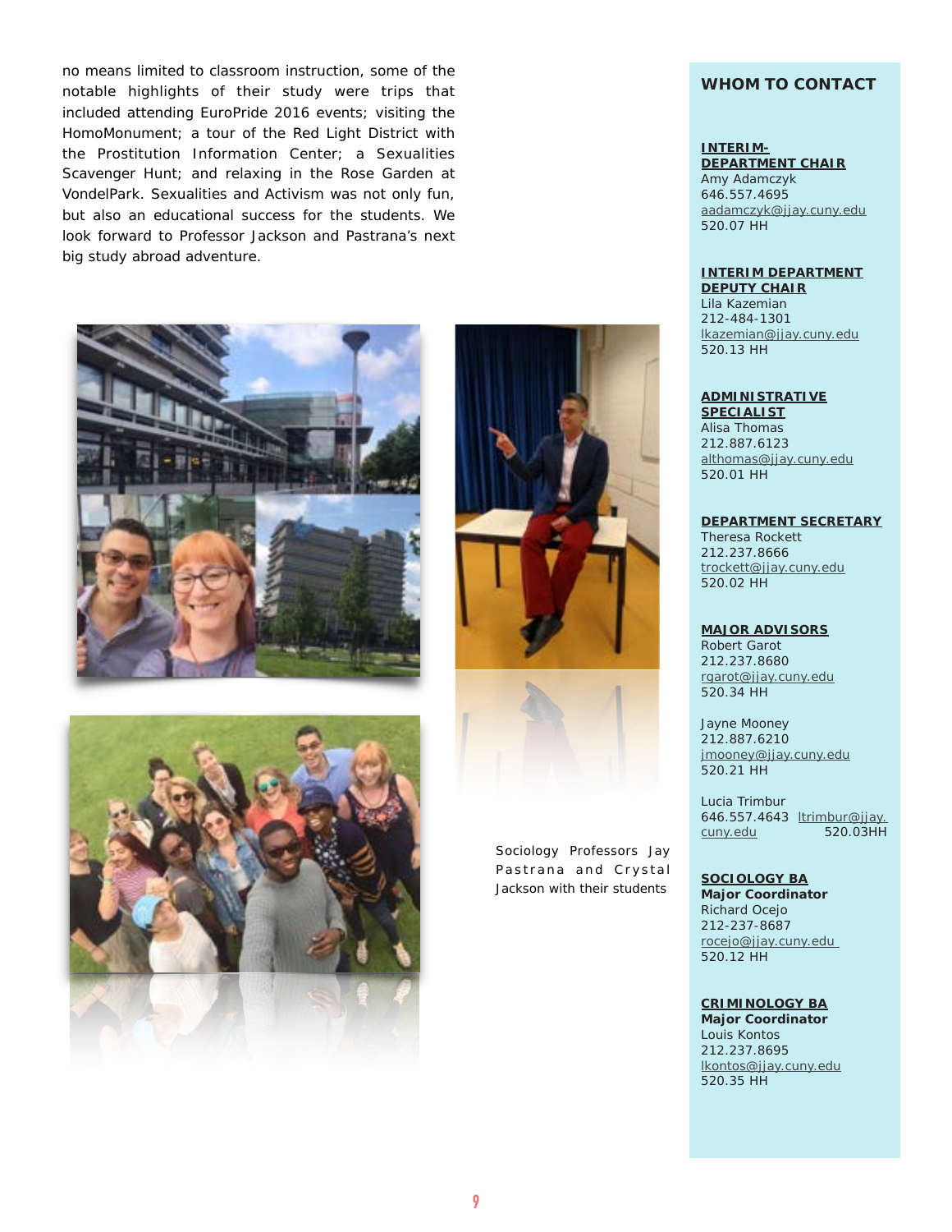no means limited to classroom instruction, some of the notable highlights of their study were trips that included attending EuroPride 2016 events; visiting the HomoMonument; a tour of the Red Light District with the Prostitution Information Center; a Sexualities Scavenger Hunt; and relaxing in the Rose Garden at VondelPark. Sexualities and Activism was not only fun, but also an educational success for the students. We look forward to Professor Jackson and Pastrana's next big study abroad adventure.

Sociology Professors Jay Pastrana and Crystal Jackson with their students

## WHOM TO CONTACT

**INTERIM-DEPARTMENT CHAIR**
Amy Adamczyk
646.557.4695
aadamczyk@jjay.cuny.edu
520.07 HH

**INTERIM DEPARTMENT DEPUTY CHAIR**
Lila Kazemian
212-484-1301
lkazemian@jjay.cuny.edu
520.13 HH

**ADMINISTRATIVE SPECIALIST**
Alisa Thomas
212.887.6123
althomas@jjay.cuny.edu
520.01 HH

**DEPARTMENT SECRETARY**
Theresa Rockett
212.237.8666
trockett@jjay.cuny.edu
520.02 HH

**MAJOR ADVISORS**
Robert Garot
212.237.8680
rgarot@jjay.cuny.edu
520.34 HH

Jayne Mooney
212.887.6210
jmooney@jjay.cuny.edu
520.21 HH

Lucia Trimbur
646.557.4643 ltrimbur@jjay.cuny.edu 520.03HH

**SOCIOLOGY BA**
**Major Coordinator**
Richard Ocejo
212-237-8687
rocejo@jjay.cuny.edu
520.12 HH

**CRIMINOLOGY BA**
**Major Coordinator**
Louis Kontos
212.237.8695
lkontos@jjay.cuny.edu
520.35 HH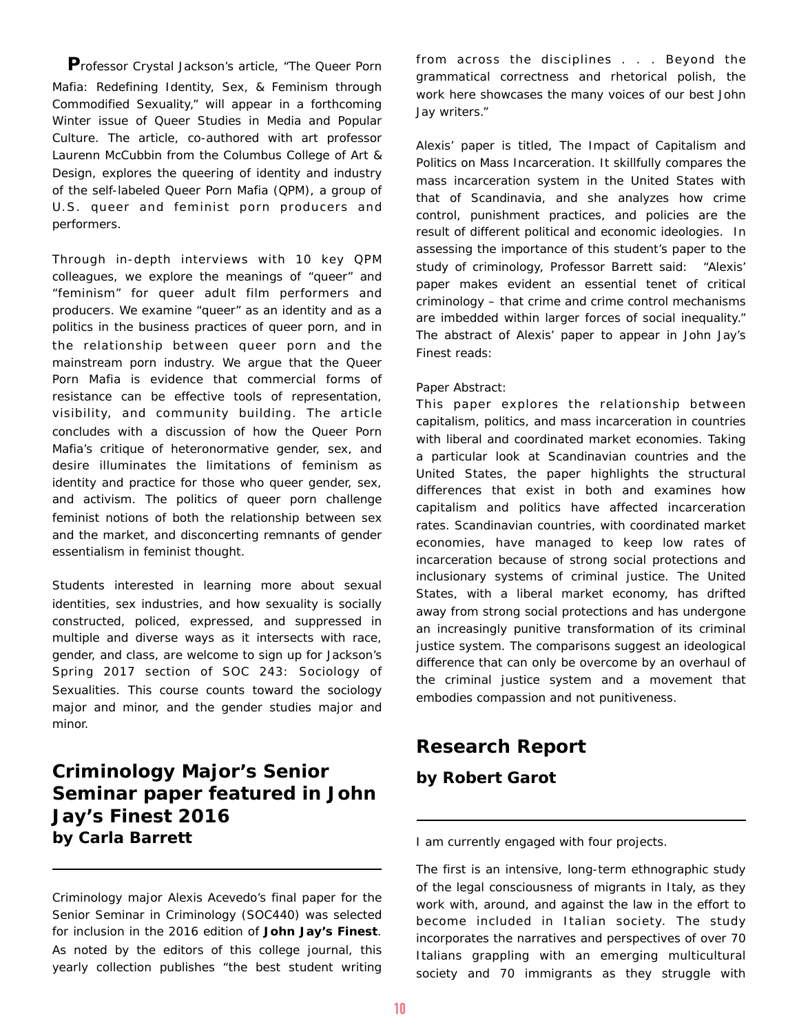Professor Crystal Jackson's article, "The Queer Porn Mafia: Redefining Identity, Sex, & Feminism through Commodified Sexuality," will appear in a forthcoming Winter issue of Queer Studies in Media and Popular Culture. The article, co-authored with art professor Laurenn McCubbin from the Columbus College of Art & Design, explores the queering of identity and industry of the self-labeled Queer Porn Mafia (QPM), a group of U.S. queer and feminist porn producers and performers.

Through in-depth interviews with 10 key QPM colleagues, we explore the meanings of "queer" and "feminism" for queer adult film performers and producers. We examine "queer" as an identity and as a politics in the business practices of queer porn, and in the relationship between queer porn and the mainstream porn industry. We argue that the Queer Porn Mafia is evidence that commercial forms of resistance can be effective tools of representation, visibility, and community building. The article concludes with a discussion of how the Queer Porn Mafia's critique of heteronormative gender, sex, and desire illuminates the limitations of feminism as identity and practice for those who queer gender, sex, and activism. The politics of queer porn challenge feminist notions of both the relationship between sex and the market, and disconcerting remnants of gender essentialism in feminist thought.

Students interested in learning more about sexual identities, sex industries, and how sexuality is socially constructed, policed, expressed, and suppressed in multiple and diverse ways as it intersects with race, gender, and class, are welcome to sign up for Jackson's Spring 2017 section of SOC 243: Sociology of Sexualities. This course counts toward the sociology major and minor, and the gender studies major and minor.

## Criminology Major's Senior Seminar paper featured in John Jay's Finest 2016

### by Carla Barrett

Criminology major Alexis Acevedo's final paper for the Senior Seminar in Criminology (SOC440) was selected for inclusion in the 2016 edition of **John Jay's Finest**. As noted by the editors of this college journal, this yearly collection publishes "the best student writing from across the disciplines . . . Beyond the grammatical correctness and rhetorical polish, the work here showcases the many voices of our best John Jay writers."

Alexis' paper is titled, The Impact of Capitalism and Politics on Mass Incarceration. It skillfully compares the mass incarceration system in the United States with that of Scandinavia, and she analyzes how crime control, punishment practices, and policies are the result of different political and economic ideologies. In assessing the importance of this student's paper to the study of criminology, Professor Barrett said: "Alexis' paper makes evident an essential tenet of critical criminology – that crime and crime control mechanisms are imbedded within larger forces of social inequality." The abstract of Alexis' paper to appear in John Jay's Finest reads:

Paper Abstract:
This paper explores the relationship between capitalism, politics, and mass incarceration in countries with liberal and coordinated market economies. Taking a particular look at Scandinavian countries and the United States, the paper highlights the structural differences that exist in both and examines how capitalism and politics have affected incarceration rates. Scandinavian countries, with coordinated market economies, have managed to keep low rates of incarceration because of strong social protections and inclusionary systems of criminal justice. The United States, with a liberal market economy, has drifted away from strong social protections and has undergone an increasingly punitive transformation of its criminal justice system. The comparisons suggest an ideological difference that can only be overcome by an overhaul of the criminal justice system and a movement that embodies compassion and not punitiveness.

## Research Report

### by Robert Garot

I am currently engaged with four projects.

The first is an intensive, long-term ethnographic study of the legal consciousness of migrants in Italy, as they work with, around, and against the law in the effort to become included in Italian society. The study incorporates the narratives and perspectives of over 70 Italians grappling with an emerging multicultural society and 70 immigrants as they struggle with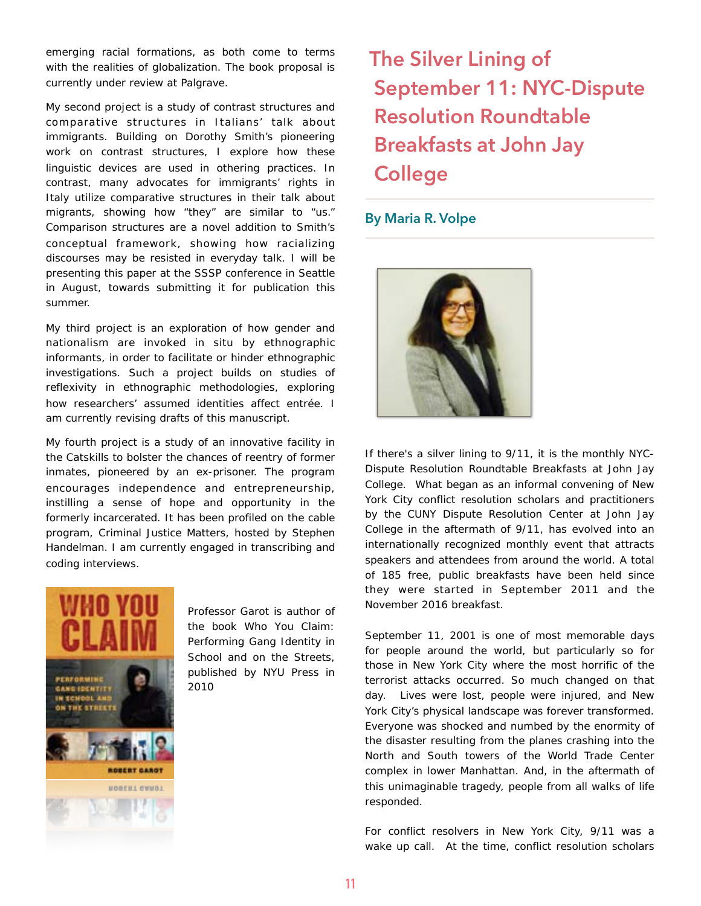emerging racial formations, as both come to terms with the realities of globalization. The book proposal is currently under review at Palgrave.

My second project is a study of contrast structures and comparative structures in Italians' talk about immigrants. Building on Dorothy Smith's pioneering work on contrast structures, I explore how these linguistic devices are used in othering practices. In contrast, many advocates for immigrants' rights in Italy utilize comparative structures in their talk about migrants, showing how "they" are similar to "us." Comparison structures are a novel addition to Smith's conceptual framework, showing how racializing discourses may be resisted in everyday talk. I will be presenting this paper at the SSSP conference in Seattle in August, towards submitting it for publication this summer.

My third project is an exploration of how gender and nationalism are invoked in situ by ethnographic informants, in order to facilitate or hinder ethnographic investigations. Such a project builds on studies of reflexivity in ethnographic methodologies, exploring how researchers' assumed identities affect entrée. I am currently revising drafts of this manuscript.

My fourth project is a study of an innovative facility in the Catskills to bolster the chances of reentry of former inmates, pioneered by an ex-prisoner. The program encourages independence and entrepreneurship, instilling a sense of hope and opportunity in the formerly incarcerated. It has been profiled on the cable program, Criminal Justice Matters, hosted by Stephen Handelman. I am currently engaged in transcribing and coding interviews.

Professor Garot is author of the book Who You Claim: Performing Gang Identity in School and on the Streets, published by NYU Press in 2010

## The Silver Lining of September 11: NYC-Dispute Resolution Roundtable Breakfasts at John Jay College

### By Maria R. Volpe

If there's a silver lining to 9/11, it is the monthly NYC-Dispute Resolution Roundtable Breakfasts at John Jay College. What began as an informal convening of New York City conflict resolution scholars and practitioners by the CUNY Dispute Resolution Center at John Jay College in the aftermath of 9/11, has evolved into an internationally recognized monthly event that attracts speakers and attendees from around the world. A total of 185 free, public breakfasts have been held since they were started in September 2011 and the November 2016 breakfast.

September 11, 2001 is one of most memorable days for people around the world, but particularly so for those in New York City where the most horrific of the terrorist attacks occurred. So much changed on that day. Lives were lost, people were injured, and New York City's physical landscape was forever transformed. Everyone was shocked and numbed by the enormity of the disaster resulting from the planes crashing into the North and South towers of the World Trade Center complex in lower Manhattan. And, in the aftermath of this unimaginable tragedy, people from all walks of life responded.

For conflict resolvers in New York City, 9/11 was a wake up call. At the time, conflict resolution scholars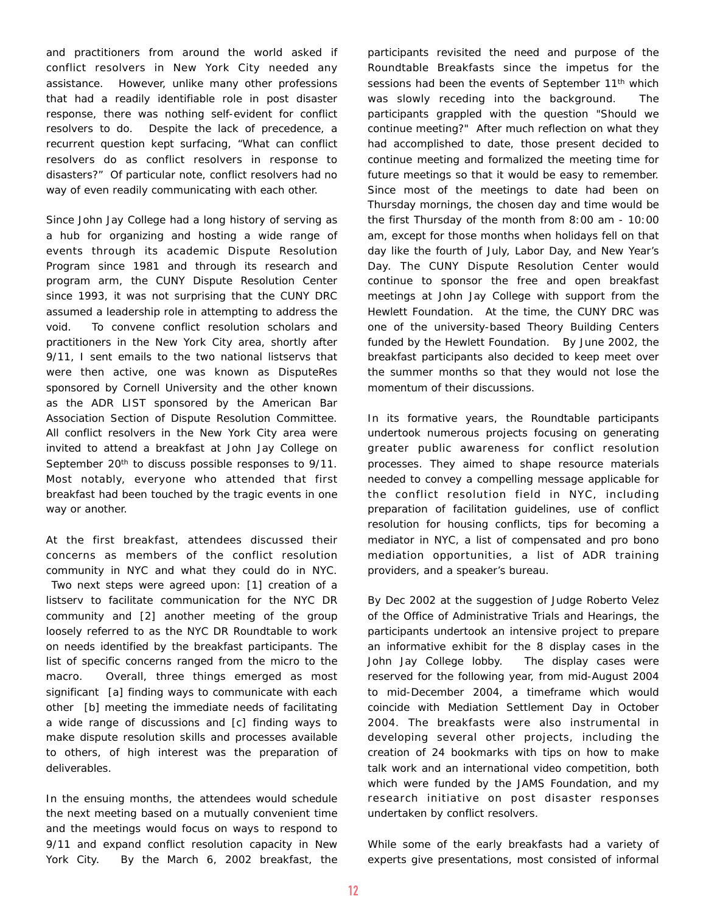and practitioners from around the world asked if conflict resolvers in New York City needed any assistance. However, unlike many other professions that had a readily identifiable role in post disaster response, there was nothing self-evident for conflict resolvers to do. Despite the lack of precedence, a recurrent question kept surfacing, "What can conflict resolvers do as conflict resolvers in response to disasters?" Of particular note, conflict resolvers had no way of even readily communicating with each other.

Since John Jay College had a long history of serving as a hub for organizing and hosting a wide range of events through its academic Dispute Resolution Program since 1981 and through its research and program arm, the CUNY Dispute Resolution Center since 1993, it was not surprising that the CUNY DRC assumed a leadership role in attempting to address the void. To convene conflict resolution scholars and practitioners in the New York City area, shortly after 9/11, I sent emails to the two national listservs that were then active, one was known as DisputeRes sponsored by Cornell University and the other known as the ADR LIST sponsored by the American Bar Association Section of Dispute Resolution Committee. All conflict resolvers in the New York City area were invited to attend a breakfast at John Jay College on September 20th to discuss possible responses to 9/11. Most notably, everyone who attended that first breakfast had been touched by the tragic events in one way or another.

At the first breakfast, attendees discussed their concerns as members of the conflict resolution community in NYC and what they could do in NYC. Two next steps were agreed upon: [1] creation of a listserv to facilitate communication for the NYC DR community and [2] another meeting of the group loosely referred to as the NYC DR Roundtable to work on needs identified by the breakfast participants. The list of specific concerns ranged from the micro to the macro. Overall, three things emerged as most significant [a] finding ways to communicate with each other [b] meeting the immediate needs of facilitating a wide range of discussions and [c] finding ways to make dispute resolution skills and processes available to others, of high interest was the preparation of deliverables.

In the ensuing months, the attendees would schedule the next meeting based on a mutually convenient time and the meetings would focus on ways to respond to 9/11 and expand conflict resolution capacity in New York City. By the March 6, 2002 breakfast, the participants revisited the need and purpose of the Roundtable Breakfasts since the impetus for the sessions had been the events of September 11th which was slowly receding into the background. The participants grappled with the question "Should we continue meeting?" After much reflection on what they had accomplished to date, those present decided to continue meeting and formalized the meeting time for future meetings so that it would be easy to remember. Since most of the meetings to date had been on Thursday mornings, the chosen day and time would be the first Thursday of the month from 8:00 am - 10:00 am, except for those months when holidays fell on that day like the fourth of July, Labor Day, and New Year's Day. The CUNY Dispute Resolution Center would continue to sponsor the free and open breakfast meetings at John Jay College with support from the Hewlett Foundation. At the time, the CUNY DRC was one of the university-based Theory Building Centers funded by the Hewlett Foundation. By June 2002, the breakfast participants also decided to keep meet over the summer months so that they would not lose the momentum of their discussions.

In its formative years, the Roundtable participants undertook numerous projects focusing on generating greater public awareness for conflict resolution processes. They aimed to shape resource materials needed to convey a compelling message applicable for the conflict resolution field in NYC, including preparation of facilitation guidelines, use of conflict resolution for housing conflicts, tips for becoming a mediator in NYC, a list of compensated and pro bono mediation opportunities, a list of ADR training providers, and a speaker's bureau.

By Dec 2002 at the suggestion of Judge Roberto Velez of the Office of Administrative Trials and Hearings, the participants undertook an intensive project to prepare an informative exhibit for the 8 display cases in the John Jay College lobby. The display cases were reserved for the following year, from mid-August 2004 to mid-December 2004, a timeframe which would coincide with Mediation Settlement Day in October 2004. The breakfasts were also instrumental in developing several other projects, including the creation of 24 bookmarks with tips on how to make talk work and an international video competition, both which were funded by the JAMS Foundation, and my research initiative on post disaster responses undertaken by conflict resolvers.

While some of the early breakfasts had a variety of experts give presentations, most consisted of informal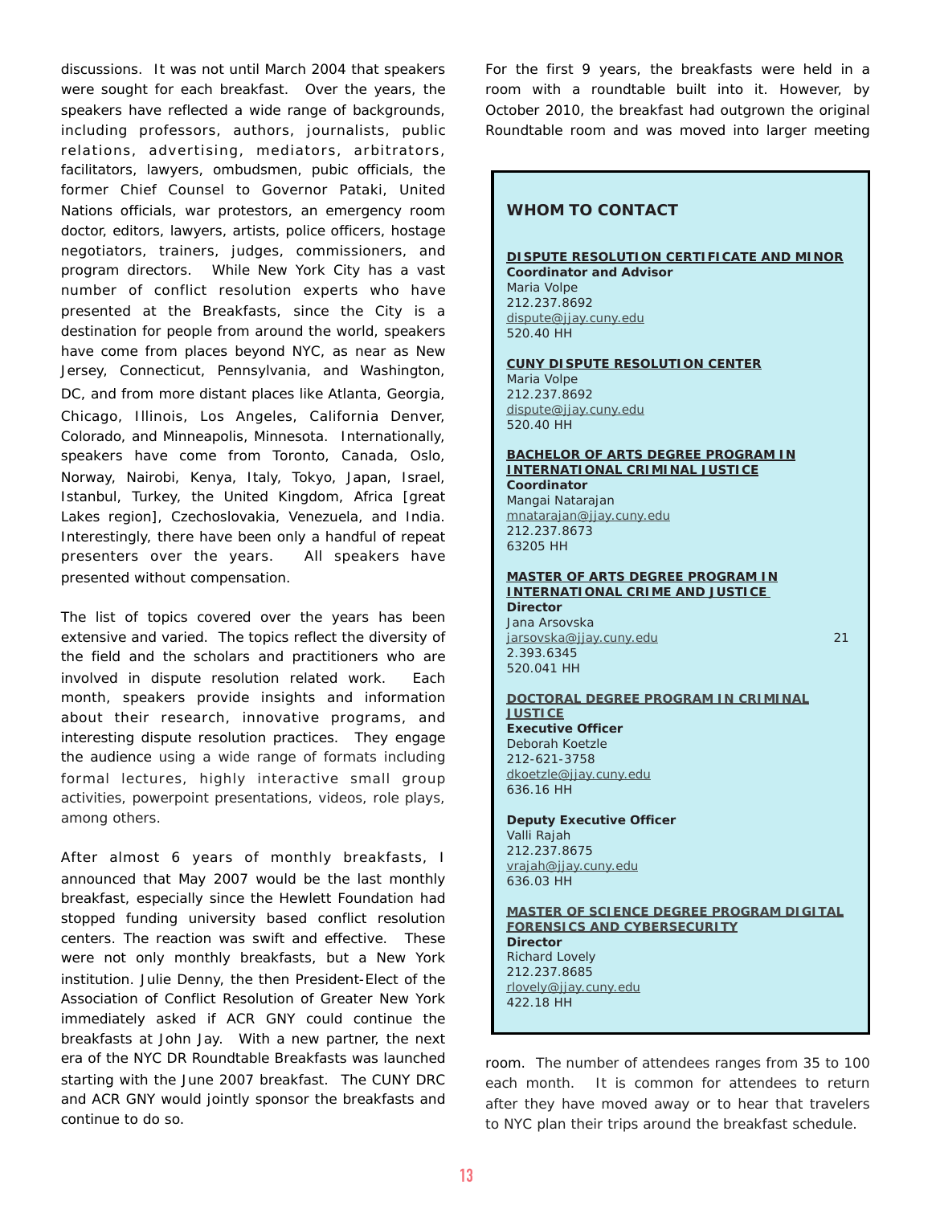discussions. It was not until March 2004 that speakers were sought for each breakfast. Over the years, the speakers have reflected a wide range of backgrounds, including professors, authors, journalists, public relations, advertising, mediators, arbitrators, facilitators, lawyers, ombudsmen, pubic officials, the former Chief Counsel to Governor Pataki, United Nations officials, war protestors, an emergency room doctor, editors, lawyers, artists, police officers, hostage negotiators, trainers, judges, commissioners, and program directors. While New York City has a vast number of conflict resolution experts who have presented at the Breakfasts, since the City is a destination for people from around the world, speakers have come from places beyond NYC, as near as New Jersey, Connecticut, Pennsylvania, and Washington, DC, and from more distant places like Atlanta, Georgia, Chicago, Illinois, Los Angeles, California Denver, Colorado, and Minneapolis, Minnesota. Internationally, speakers have come from Toronto, Canada, Oslo, Norway, Nairobi, Kenya, Italy, Tokyo, Japan, Israel, Istanbul, Turkey, the United Kingdom, Africa [great Lakes region], Czechoslovakia, Venezuela, and India. Interestingly, there have been only a handful of repeat presenters over the years. All speakers have presented without compensation.

The list of topics covered over the years has been extensive and varied. The topics reflect the diversity of the field and the scholars and practitioners who are involved in dispute resolution related work. Each month, speakers provide insights and information about their research, innovative programs, and interesting dispute resolution practices. They engage the audience using a wide range of formats including formal lectures, highly interactive small group activities, powerpoint presentations, videos, role plays, among others.

After almost 6 years of monthly breakfasts, I announced that May 2007 would be the last monthly breakfast, especially since the Hewlett Foundation had stopped funding university based conflict resolution centers. The reaction was swift and effective. These were not only monthly breakfasts, but a New York institution. Julie Denny, the then President-Elect of the Association of Conflict Resolution of Greater New York immediately asked if ACR GNY could continue the breakfasts at John Jay. With a new partner, the next era of the NYC DR Roundtable Breakfasts was launched starting with the June 2007 breakfast. The CUNY DRC and ACR GNY would jointly sponsor the breakfasts and continue to do so.

For the first 9 years, the breakfasts were held in a room with a roundtable built into it. However, by October 2010, the breakfast had outgrown the original Roundtable room and was moved into larger meeting room. The number of attendees ranges from 35 to 100 each month. It is common for attendees to return after they have moved away or to hear that travelers to NYC plan their trips around the breakfast schedule.

## WHOM TO CONTACT

**DISPUTE RESOLUTION CERTIFICATE AND MINOR**
**Coordinator and Advisor**
Maria Volpe
212.237.8692
dispute@jjay.cuny.edu
520.40 HH

**CUNY DISPUTE RESOLUTION CENTER**
Maria Volpe
212.237.8692
dispute@jjay.cuny.edu
520.40 HH

**BACHELOR OF ARTS DEGREE PROGRAM IN INTERNATIONAL CRIMINAL JUSTICE**
**Coordinator**
Mangai Natarajan
mnatarajan@jjay.cuny.edu
212.237.8673
63205 HH

**MASTER OF ARTS DEGREE PROGRAM IN INTERNATIONAL CRIME AND JUSTICE**
**Director**
Jana Arsovska
jarsovska@jjay.cuny.edu 21
2.393.6345
520.041 HH

**DOCTORAL DEGREE PROGRAM IN CRIMINAL JUSTICE**
**Executive Officer**
Deborah Koetzle
212-621-3758
dkoetzle@jjay.cuny.edu
636.16 HH

**Deputy Executive Officer**
Valli Rajah
212.237.8675
vrajah@jjay.cuny.edu
636.03 HH

**MASTER OF SCIENCE DEGREE PROGRAM DIGITAL FORENSICS AND CYBERSECURITY**
**Director**
Richard Lovely
212.237.8685
rlovely@jjay.cuny.edu
422.18 HH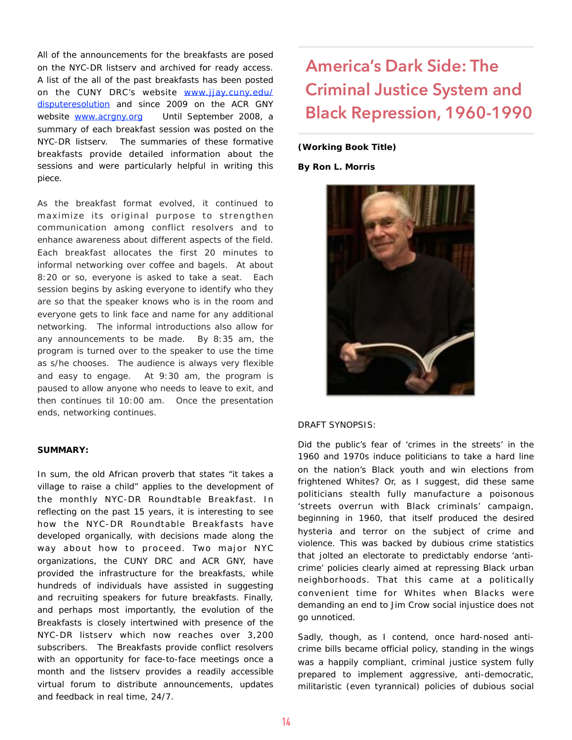All of the announcements for the breakfasts are posed on the NYC-DR listserv and archived for ready access. A list of the all of the past breakfasts has been posted on the CUNY DRC's website www.jjay.cuny.edu/disputeresolution and since 2009 on the ACR GNY website www.acrgny.org Until September 2008, a summary of each breakfast session was posted on the NYC-DR listserv. The summaries of these formative breakfasts provide detailed information about the sessions and were particularly helpful in writing this piece.

As the breakfast format evolved, it continued to maximize its original purpose to strengthen communication among conflict resolvers and to enhance awareness about different aspects of the field. Each breakfast allocates the first 20 minutes to informal networking over coffee and bagels. At about 8:20 or so, everyone is asked to take a seat. Each session begins by asking everyone to identify who they are so that the speaker knows who is in the room and everyone gets to link face and name for any additional networking. The informal introductions also allow for any announcements to be made. By 8:35 am, the program is turned over to the speaker to use the time as s/he chooses. The audience is always very flexible and easy to engage. At 9:30 am, the program is paused to allow anyone who needs to leave to exit, and then continues til 10:00 am. Once the presentation ends, networking continues.

**SUMMARY:**

In sum, the old African proverb that states "it takes a village to raise a child" applies to the development of the monthly NYC-DR Roundtable Breakfast. In reflecting on the past 15 years, it is interesting to see how the NYC-DR Roundtable Breakfasts have developed organically, with decisions made along the way about how to proceed. Two major NYC organizations, the CUNY DRC and ACR GNY, have provided the infrastructure for the breakfasts, while hundreds of individuals have assisted in suggesting and recruiting speakers for future breakfasts. Finally, and perhaps most importantly, the evolution of the Breakfasts is closely intertwined with presence of the NYC-DR listserv which now reaches over 3,200 subscribers. The Breakfasts provide conflict resolvers with an opportunity for face-to-face meetings once a month and the listserv provides a readily accessible virtual forum to distribute announcements, updates and feedback in real time, 24/7.

# America's Dark Side: The Criminal Justice System and Black Repression, 1960-1990

**(Working Book Title)**

**By Ron L. Morris**

DRAFT SYNOPSIS:

Did the public's fear of 'crimes in the streets' in the 1960 and 1970s induce politicians to take a hard line on the nation's Black youth and win elections from frightened Whites? Or, as I suggest, did these same politicians stealth fully manufacture a poisonous 'streets overrun with Black criminals' campaign, beginning in 1960, that itself produced the desired hysteria and terror on the subject of crime and violence. This was backed by dubious crime statistics that jolted an electorate to predictably endorse 'anti-crime' policies clearly aimed at repressing Black urban neighborhoods. That this came at a politically convenient time for Whites when Blacks were demanding an end to Jim Crow social injustice does not go unnoticed.

Sadly, though, as I contend, once hard-nosed anti-crime bills became official policy, standing in the wings was a happily compliant, criminal justice system fully prepared to implement aggressive, anti-democratic, militaristic (even tyrannical) policies of dubious social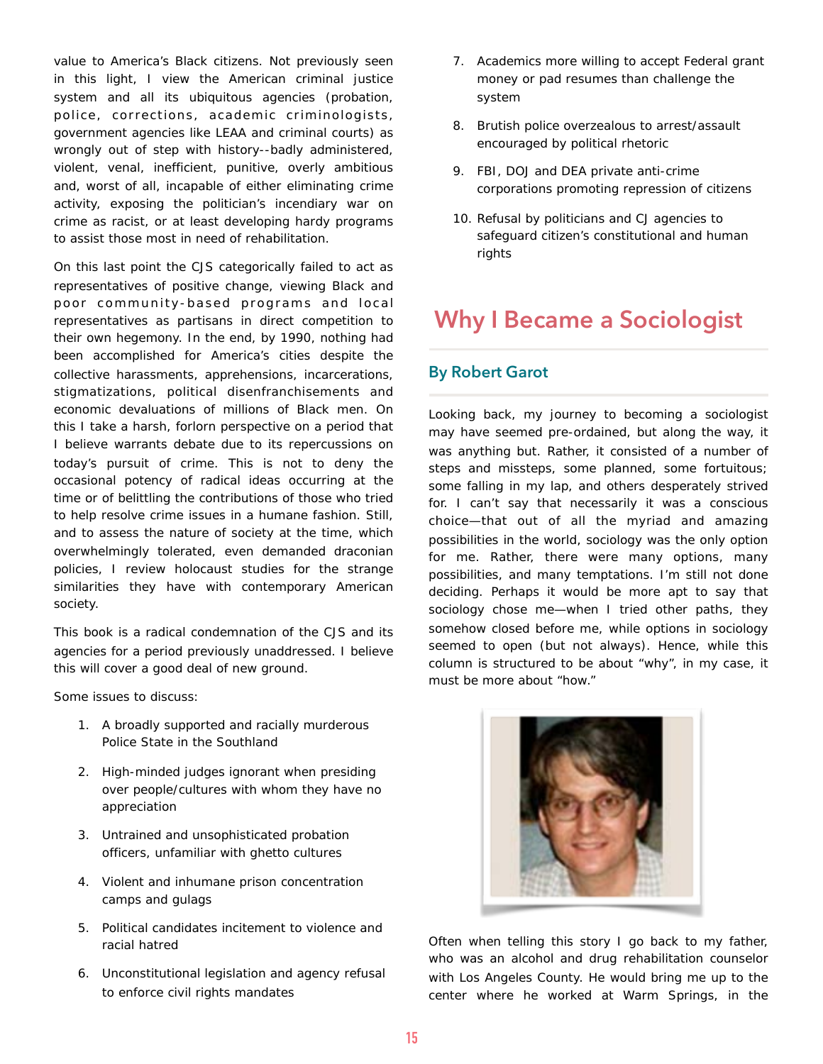value to America's Black citizens. Not previously seen in this light, I view the American criminal justice system and all its ubiquitous agencies (probation, police, corrections, academic criminologists, government agencies like LEAA and criminal courts) as wrongly out of step with history--badly administered, violent, venal, inefficient, punitive, overly ambitious and, worst of all, incapable of either eliminating crime activity, exposing the politician's incendiary war on crime as racist, or at least developing hardy programs to assist those most in need of rehabilitation.

On this last point the CJS categorically failed to act as representatives of positive change, viewing Black and poor community-based programs and local representatives as partisans in direct competition to their own hegemony. In the end, by 1990, nothing had been accomplished for America's cities despite the collective harassments, apprehensions, incarcerations, stigmatizations, political disenfranchisements and economic devaluations of millions of Black men. On this I take a harsh, forlorn perspective on a period that I believe warrants debate due to its repercussions on today's pursuit of crime. This is not to deny the occasional potency of radical ideas occurring at the time or of belittling the contributions of those who tried to help resolve crime issues in a humane fashion. Still, and to assess the nature of society at the time, which overwhelmingly tolerated, even demanded draconian policies, I review holocaust studies for the strange similarities they have with contemporary American society.

This book is a radical condemnation of the CJS and its agencies for a period previously unaddressed. I believe this will cover a good deal of new ground.

Some issues to discuss:

1. A broadly supported and racially murderous Police State in the Southland
2. High-minded judges ignorant when presiding over people/cultures with whom they have no appreciation
3. Untrained and unsophisticated probation officers, unfamiliar with ghetto cultures
4. Violent and inhumane prison concentration camps and gulags
5. Political candidates incitement to violence and racial hatred
6. Unconstitutional legislation and agency refusal to enforce civil rights mandates
7. Academics more willing to accept Federal grant money or pad resumes than challenge the system
8. Brutish police overzealous to arrest/assault encouraged by political rhetoric
9. FBI, DOJ and DEA private anti-crime corporations promoting repression of citizens
10. Refusal by politicians and CJ agencies to safeguard citizen's constitutional and human rights

# Why I Became a Sociologist

## By Robert Garot

Looking back, my journey to becoming a sociologist may have seemed pre-ordained, but along the way, it was anything but. Rather, it consisted of a number of steps and missteps, some planned, some fortuitous; some falling in my lap, and others desperately strived for. I can't say that necessarily it was a conscious choice—that out of all the myriad and amazing possibilities in the world, sociology was the only option for me. Rather, there were many options, many possibilities, and many temptations. I'm still not done deciding. Perhaps it would be more apt to say that sociology chose me—when I tried other paths, they somehow closed before me, while options in sociology seemed to open (but not always). Hence, while this column is structured to be about "why", in my case, it must be more about "how."

Often when telling this story I go back to my father, who was an alcohol and drug rehabilitation counselor with Los Angeles County. He would bring me up to the center where he worked at Warm Springs, in the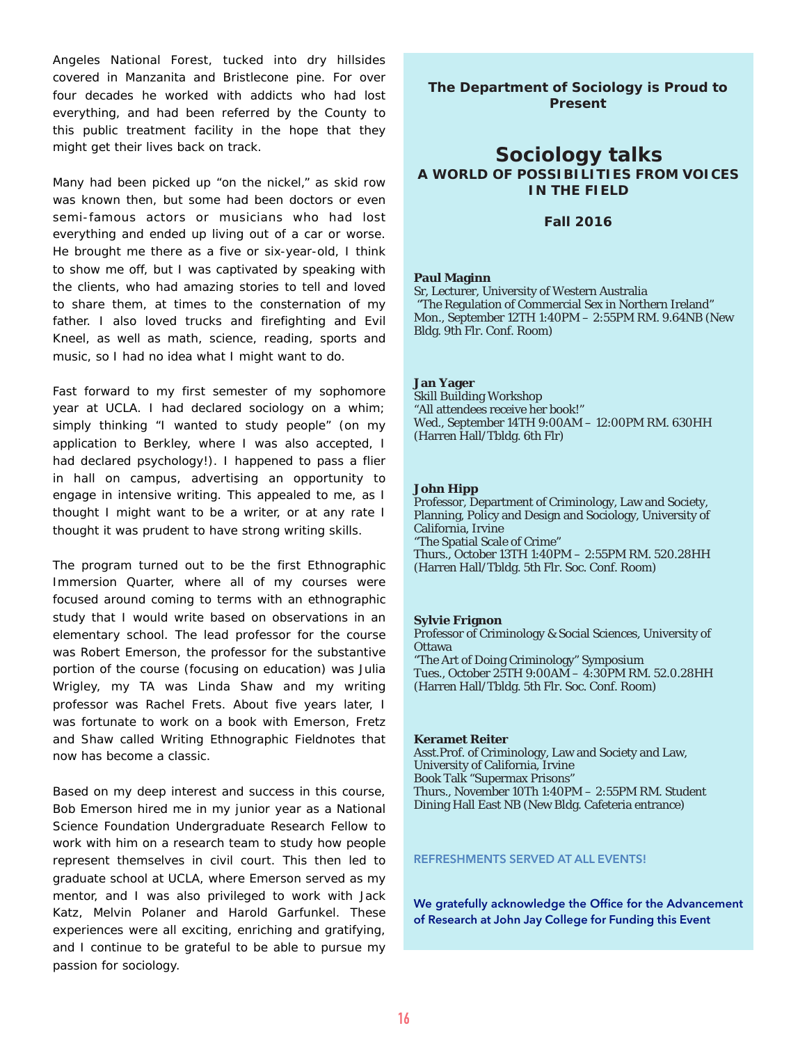Angeles National Forest, tucked into dry hillsides covered in Manzanita and Bristlecone pine. For over four decades he worked with addicts who had lost everything, and had been referred by the County to this public treatment facility in the hope that they might get their lives back on track.

Many had been picked up "on the nickel," as skid row was known then, but some had been doctors or even semi-famous actors or musicians who had lost everything and ended up living out of a car or worse. He brought me there as a five or six-year-old, I think to show me off, but I was captivated by speaking with the clients, who had amazing stories to tell and loved to share them, at times to the consternation of my father. I also loved trucks and firefighting and Evil Kneel, as well as math, science, reading, sports and music, so I had no idea what I might want to do.

Fast forward to my first semester of my sophomore year at UCLA. I had declared sociology on a whim; simply thinking "I wanted to study people" (on my application to Berkley, where I was also accepted, I had declared psychology!). I happened to pass a flier in hall on campus, advertising an opportunity to engage in intensive writing. This appealed to me, as I thought I might want to be a writer, or at any rate I thought it was prudent to have strong writing skills.

The program turned out to be the first Ethnographic Immersion Quarter, where all of my courses were focused around coming to terms with an ethnographic study that I would write based on observations in an elementary school. The lead professor for the course was Robert Emerson, the professor for the substantive portion of the course (focusing on education) was Julia Wrigley, my TA was Linda Shaw and my writing professor was Rachel Frets. About five years later, I was fortunate to work on a book with Emerson, Fretz and Shaw called Writing Ethnographic Fieldnotes that now has become a classic.

Based on my deep interest and success in this course, Bob Emerson hired me in my junior year as a National Science Foundation Undergraduate Research Fellow to work with him on a research team to study how people represent themselves in civil court. This then led to graduate school at UCLA, where Emerson served as my mentor, and I was also privileged to work with Jack Katz, Melvin Polaner and Harold Garfunkel. These experiences were all exciting, enriching and gratifying, and I continue to be grateful to be able to pursue my passion for sociology.

**The Department of Sociology is Proud to Present**

## Sociology talks

**A WORLD OF POSSIBILITIES FROM VOICES IN THE FIELD**

**Fall 2016**

**Paul Maginn**
Sr, Lecturer, University of Western Australia
"The Regulation of Commercial Sex in Northern Ireland"
Mon., September 12TH 1:40PM – 2:55PM RM. 9.64NB (New Bldg. 9th Flr. Conf. Room)

**Jan Yager**
Skill Building Workshop
"All attendees receive her book!"
Wed., September 14TH 9:00AM – 12:00PM RM. 630HH (Harren Hall/Tbldg. 6th Flr)

**John Hipp**
Professor, Department of Criminology, Law and Society, Planning, Policy and Design and Sociology, University of California, Irvine
"The Spatial Scale of Crime"
Thurs., October 13TH 1:40PM – 2:55PM RM. 520.28HH (Harren Hall/Tbldg. 5th Flr. Soc. Conf. Room)

**Sylvie Frignon**
Professor of Criminology & Social Sciences, University of Ottawa
"The Art of Doing Criminology" Symposium
Tues., October 25TH 9:00AM – 4:30PM RM. 52.0.28HH (Harren Hall/Tbldg. 5th Flr. Soc. Conf. Room)

**Keramet Reiter**
Asst.Prof. of Criminology, Law and Society and Law, University of California, Irvine
Book Talk "Supermax Prisons"
Thurs., November 10Th 1:40PM – 2:55PM RM. Student Dining Hall East NB (New Bldg. Cafeteria entrance)

**REFRESHMENTS SERVED AT ALL EVENTS!**

**We gratefully acknowledge the Office for the Advancement of Research at John Jay College for Funding this Event**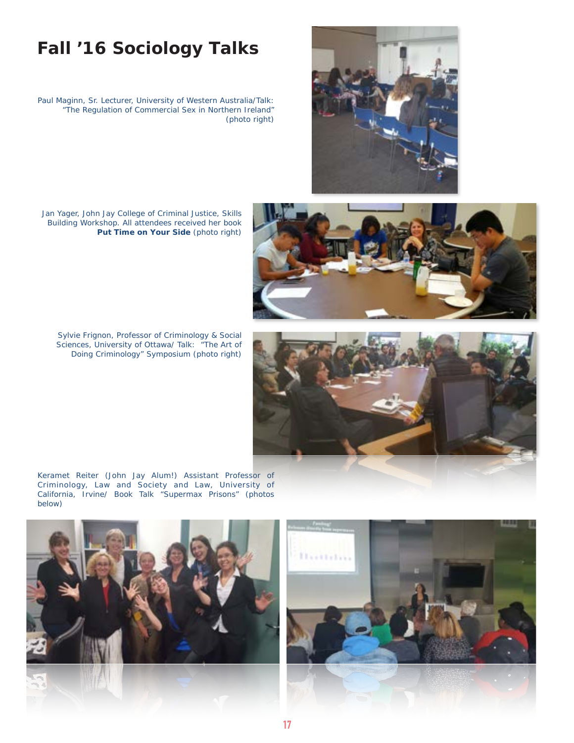# Fall '16 Sociology Talks

Paul Maginn, Sr. Lecturer, University of Western Australia/Talk: "The Regulation of Commercial Sex in Northern Ireland" (photo right)

Jan Yager, John Jay College of Criminal Justice, Skills Building Workshop. All attendees received her book **Put Time on Your Side** (photo right)

Sylvie Frignon, Professor of Criminology & Social Sciences, University of Ottawa/ Talk: "The Art of Doing Criminology" Symposium (photo right)

Keramet Reiter (John Jay Alum!) Assistant Professor of Criminology, Law and Society and Law, University of California, Irvine/ Book Talk "Supermax Prisons" (photos below)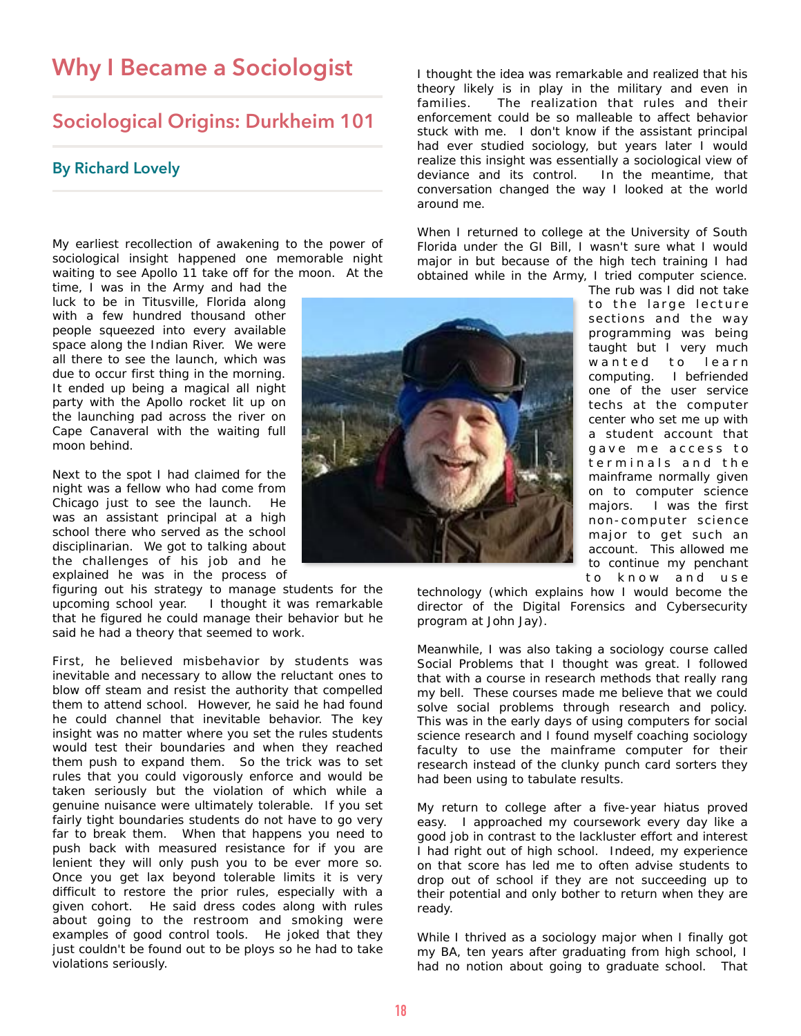# Why I Became a Sociologist

## Sociological Origins: Durkheim 101

### By Richard Lovely

My earliest recollection of awakening to the power of sociological insight happened one memorable night waiting to see Apollo 11 take off for the moon. At the time, I was in the Army and had the luck to be in Titusville, Florida along with a few hundred thousand other people squeezed into every available space along the Indian River. We were all there to see the launch, which was due to occur first thing in the morning. It ended up being a magical all night party with the Apollo rocket lit up on the launching pad across the river on Cape Canaveral with the waiting full moon behind.

Next to the spot I had claimed for the night was a fellow who had come from Chicago just to see the launch. He was an assistant principal at a high school there who served as the school disciplinarian. We got to talking about the challenges of his job and he explained he was in the process of figuring out his strategy to manage students for the upcoming school year. I thought it was remarkable that he figured he could manage their behavior but he said he had a theory that seemed to work.

First, he believed misbehavior by students was inevitable and necessary to allow the reluctant ones to blow off steam and resist the authority that compelled them to attend school. However, he said he had found he could channel that inevitable behavior. The key insight was no matter where you set the rules students would test their boundaries and when they reached them push to expand them. So the trick was to set rules that you could vigorously enforce and would be taken seriously but the violation of which while a genuine nuisance were ultimately tolerable. If you set fairly tight boundaries students do not have to go very far to break them. When that happens you need to push back with measured resistance for if you are lenient they will only push you to be ever more so. Once you get lax beyond tolerable limits it is very difficult to restore the prior rules, especially with a given cohort. He said dress codes along with rules about going to the restroom and smoking were examples of good control tools. He joked that they just couldn't be found out to be ploys so he had to take violations seriously.

I thought the idea was remarkable and realized that his theory likely is in play in the military and even in families. The realization that rules and their enforcement could be so malleable to affect behavior stuck with me. I don't know if the assistant principal had ever studied sociology, but years later I would realize this insight was essentially a sociological view of deviance and its control. In the meantime, that conversation changed the way I looked at the world around me.

When I returned to college at the University of South Florida under the GI Bill, I wasn't sure what I would major in but because of the high tech training I had obtained while in the Army, I tried computer science. The rub was I did not take to the large lecture sections and the way programming was being taught but I very much wanted to learn computing. I befriended one of the user service techs at the computer center who set me up with a student account that gave me access to terminals and the mainframe normally given on to computer science majors. I was the first non-computer science major to get such an account. This allowed me to continue my penchant to know and use technology (which explains how I would become the director of the Digital Forensics and Cybersecurity program at John Jay).

Meanwhile, I was also taking a sociology course called Social Problems that I thought was great. I followed that with a course in research methods that really rang my bell. These courses made me believe that we could solve social problems through research and policy. This was in the early days of using computers for social science research and I found myself coaching sociology faculty to use the mainframe computer for their research instead of the clunky punch card sorters they had been using to tabulate results.

My return to college after a five-year hiatus proved easy. I approached my coursework every day like a good job in contrast to the lackluster effort and interest I had right out of high school. Indeed, my experience on that score has led me to often advise students to drop out of school if they are not succeeding up to their potential and only bother to return when they are ready.

While I thrived as a sociology major when I finally got my BA, ten years after graduating from high school, I had no notion about going to graduate school. That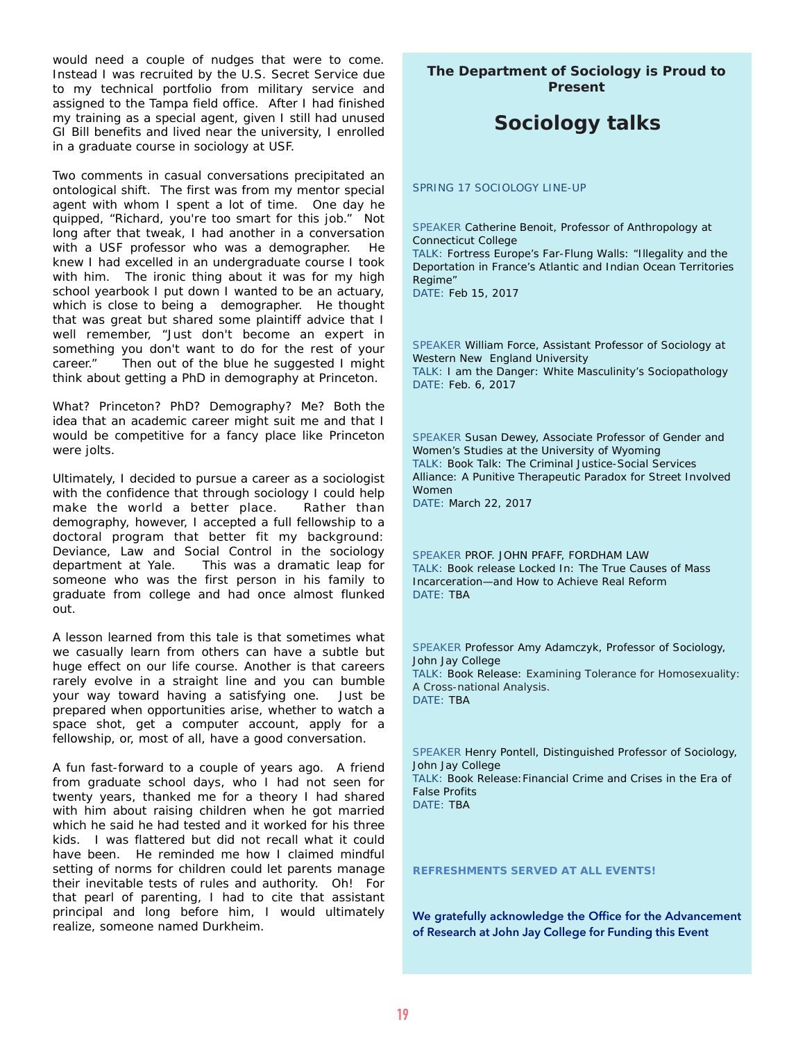would need a couple of nudges that were to come. Instead I was recruited by the U.S. Secret Service due to my technical portfolio from military service and assigned to the Tampa field office. After I had finished my training as a special agent, given I still had unused GI Bill benefits and lived near the university, I enrolled in a graduate course in sociology at USF.

Two comments in casual conversations precipitated an ontological shift. The first was from my mentor special agent with whom I spent a lot of time. One day he quipped, "Richard, you're too smart for this job." Not long after that tweak, I had another in a conversation with a USF professor who was a demographer. He knew I had excelled in an undergraduate course I took with him. The ironic thing about it was for my high school yearbook I put down I wanted to be an actuary, which is close to being a demographer. He thought that was great but shared some plaintiff advice that I well remember, "Just don't become an expert in something you don't want to do for the rest of your career." Then out of the blue he suggested I might think about getting a PhD in demography at Princeton.

What? Princeton? PhD? Demography? Me? Both the idea that an academic career might suit me and that I would be competitive for a fancy place like Princeton were jolts.

Ultimately, I decided to pursue a career as a sociologist with the confidence that through sociology I could help make the world a better place. Rather than demography, however, I accepted a full fellowship to a doctoral program that better fit my background: Deviance, Law and Social Control in the sociology department at Yale. This was a dramatic leap for someone who was the first person in his family to graduate from college and had once almost flunked out.

A lesson learned from this tale is that sometimes what we casually learn from others can have a subtle but huge effect on our life course. Another is that careers rarely evolve in a straight line and you can bumble your way toward having a satisfying one. Just be prepared when opportunities arise, whether to watch a space shot, get a computer account, apply for a fellowship, or, most of all, have a good conversation.

A fun fast-forward to a couple of years ago. A friend from graduate school days, who I had not seen for twenty years, thanked me for a theory I had shared with him about raising children when he got married which he said he had tested and it worked for his three kids. I was flattered but did not recall what it could have been. He reminded me how I claimed mindful setting of norms for children could let parents manage their inevitable tests of rules and authority. Oh! For that pearl of parenting, I had to cite that assistant principal and long before him, I would ultimately realize, someone named Durkheim.

**The Department of Sociology is Proud to Present**

# Sociology talks

SPRING 17 SOCIOLOGY LINE-UP

SPEAKER Catherine Benoit, Professor of Anthropology at Connecticut College
TALK: Fortress Europe's Far-Flung Walls: "Illegality and the Deportation in France's Atlantic and Indian Ocean Territories Regime"
DATE: Feb 15, 2017

SPEAKER William Force, Assistant Professor of Sociology at Western New England University
TALK: I am the Danger: White Masculinity's Sociopathology
DATE: Feb. 6, 2017

SPEAKER Susan Dewey, Associate Professor of Gender and Women's Studies at the University of Wyoming
TALK: Book Talk: The Criminal Justice-Social Services Alliance: A Punitive Therapeutic Paradox for Street Involved Women
DATE: March 22, 2017

SPEAKER PROF. JOHN PFAFF, FORDHAM LAW
TALK: Book release Locked In: The True Causes of Mass Incarceration—and How to Achieve Real Reform
DATE: TBA

SPEAKER Professor Amy Adamczyk, Professor of Sociology, John Jay College
TALK: Book Release: Examining Tolerance for Homosexuality: A Cross-national Analysis.
DATE: TBA

SPEAKER Henry Pontell, Distinguished Professor of Sociology, John Jay College
TALK: Book Release: Financial Crime and Crises in the Era of False Profits
DATE: TBA

**REFRESHMENTS SERVED AT ALL EVENTS!**

**We gratefully acknowledge the Office for the Advancement of Research at John Jay College for Funding this Event**